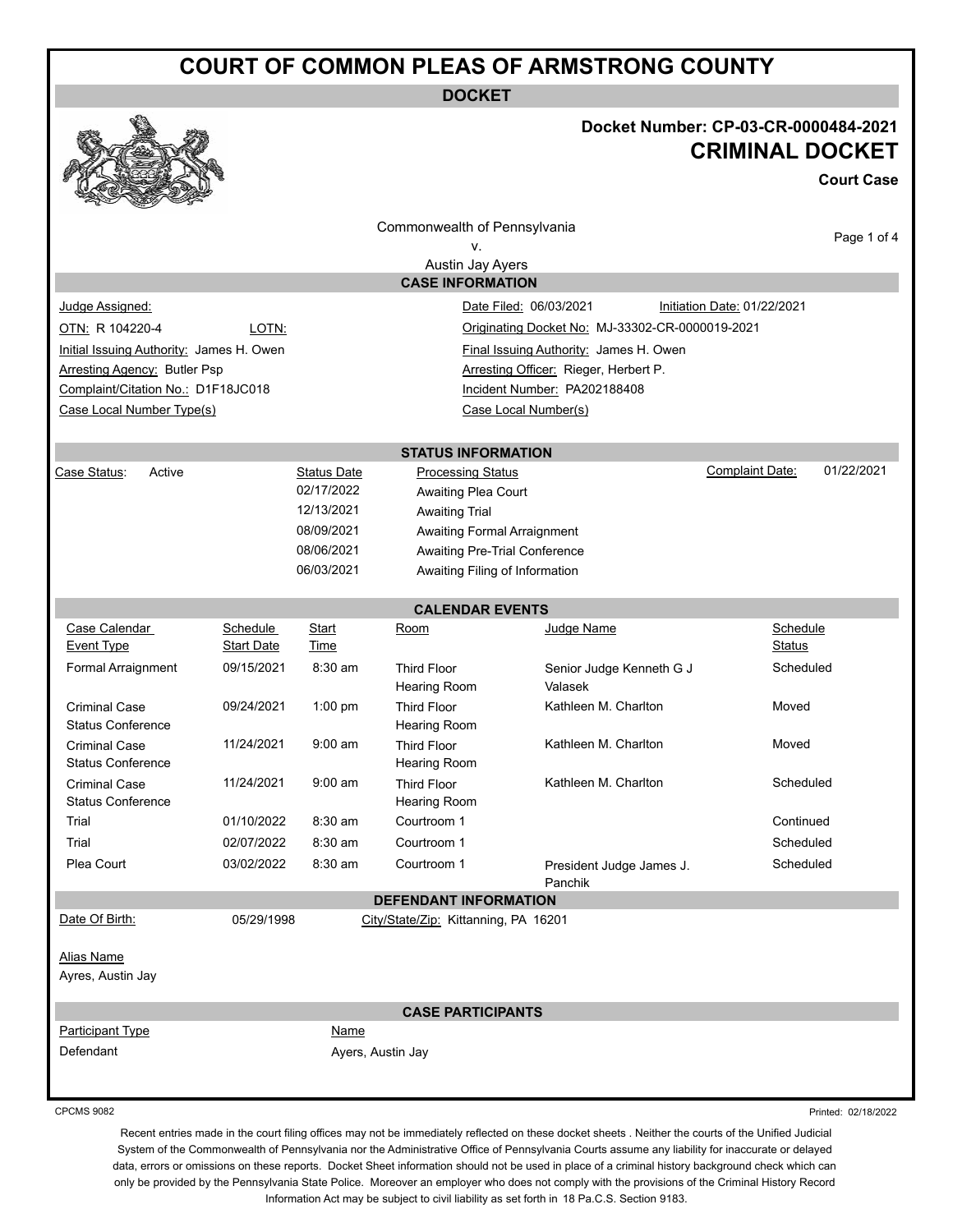# COURT OF COMMON PLEAS OF ARMSTRONG COUNTY

## DOCKET

**Docket Number: CP-03-CR-0000484-2021**

**CRIMINAL DOCKET**

**Court Case**

Commonwealth of Pennsylvania
v.
Austin Jay Ayers

### CASE INFORMATION

| | | | |
|---|---|---|---|
| Judge Assigned: | | Date Filed: 06/03/2021 | Initiation Date: 01/22/2021 |
| OTN: R 104220-4 | LOTN: | Originating Docket No: MJ-33302-CR-0000019-2021 | |
| Initial Issuing Authority: James H. Owen | | Final Issuing Authority: James H. Owen | |
| Arresting Agency: Butler Psp | | Arresting Officer: Rieger, Herbert P. | |
| Complaint/Citation No.: D1F18JC018 | | Incident Number: PA202188408 | |
| Case Local Number Type(s) | | Case Local Number(s) | |

### STATUS INFORMATION

Case Status: Active

Complaint Date: 01/22/2021

| Status Date | Processing Status |
|---|---|
| 02/17/2022 | Awaiting Plea Court |
| 12/13/2021 | Awaiting Trial |
| 08/09/2021 | Awaiting Formal Arraignment |
| 08/06/2021 | Awaiting Pre-Trial Conference |
| 06/03/2021 | Awaiting Filing of Information |

### CALENDAR EVENTS

| Case Calendar Event Type | Schedule Start Date | Start Time | Room | Judge Name | Schedule Status |
|---|---|---|---|---|---|
| Formal Arraignment | 09/15/2021 | 8:30 am | Third Floor Hearing Room | Senior Judge Kenneth G J Valasek | Scheduled |
| Criminal Case Status Conference | 09/24/2021 | 1:00 pm | Third Floor Hearing Room | Kathleen M. Charlton | Moved |
| Criminal Case Status Conference | 11/24/2021 | 9:00 am | Third Floor Hearing Room | Kathleen M. Charlton | Moved |
| Criminal Case Status Conference | 11/24/2021 | 9:00 am | Third Floor Hearing Room | Kathleen M. Charlton | Scheduled |
| Trial | 01/10/2022 | 8:30 am | Courtroom 1 | | Continued |
| Trial | 02/07/2022 | 8:30 am | Courtroom 1 | | Scheduled |
| Plea Court | 03/02/2022 | 8:30 am | Courtroom 1 | President Judge James J. Panchik | Scheduled |

### DEFENDANT INFORMATION

Date Of Birth: 05/29/1998

City/State/Zip: Kittanning, PA 16201

Alias Name

Ayres, Austin Jay

### CASE PARTICIPANTS

| Participant Type | Name |
|---|---|
| Defendant | Ayers, Austin Jay |

CPCMS 9082

Printed: 02/18/2022

Recent entries made in the court filing offices may not be immediately reflected on these docket sheets . Neither the courts of the Unified Judicial System of the Commonwealth of Pennsylvania nor the Administrative Office of Pennsylvania Courts assume any liability for inaccurate or delayed data, errors or omissions on these reports. Docket Sheet information should not be used in place of a criminal history background check which can only be provided by the Pennsylvania State Police. Moreover an employer who does not comply with the provisions of the Criminal History Record Information Act may be subject to civil liability as set forth in 18 Pa.C.S. Section 9183.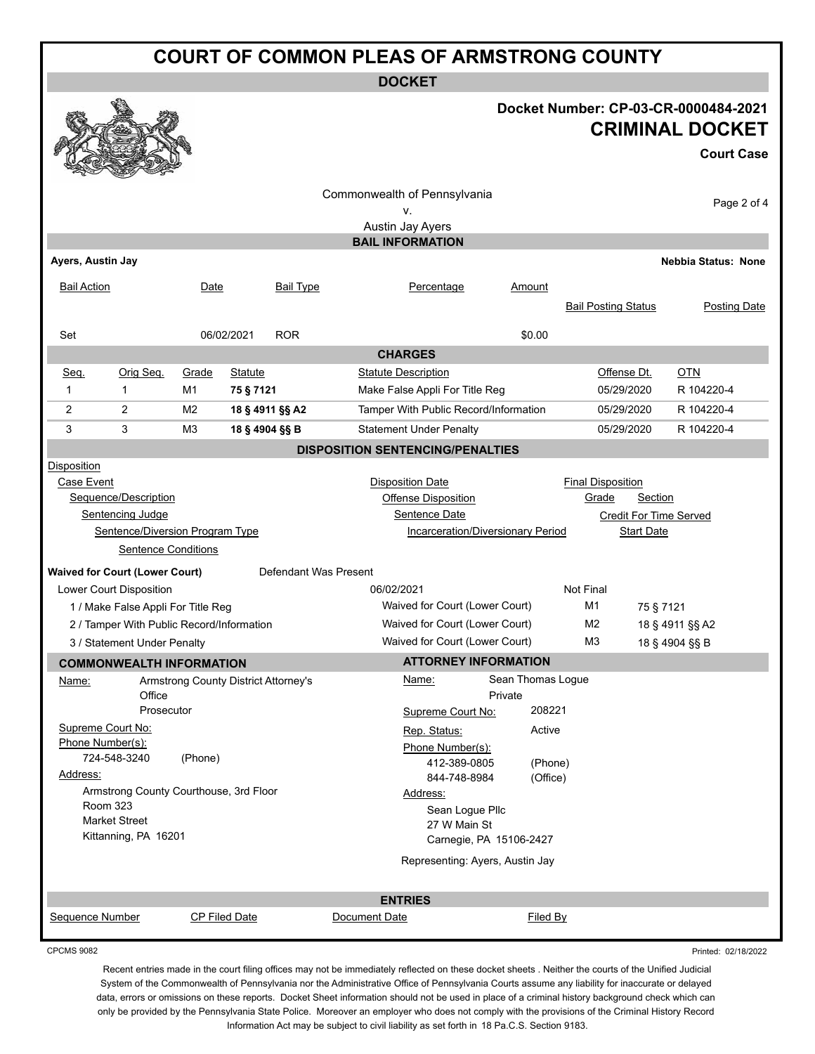# COURT OF COMMON PLEAS OF ARMSTRONG COUNTY

## DOCKET

**Docket Number: CP-03-CR-0000484-2021**

**CRIMINAL DOCKET**

**Court Case**

Commonwealth of Pennsylvania
v.
Austin Jay Ayers

## BAIL INFORMATION

**Ayers, Austin Jay** — **Nebbia Status: None**

| Bail Action | Date | Bail Type | Percentage | Amount | Bail Posting Status | Posting Date |
|---|---|---|---|---|---|---|
| Set | 06/02/2021 | ROR | | $0.00 | | |

## CHARGES

| Seq. | Orig Seq. | Grade | Statute | Statute Description | Offense Dt. | OTN |
|---|---|---|---|---|---|---|
| 1 | 1 | M1 | **75 § 7121** | Make False Appli For Title Reg | 05/29/2020 | R 104220-4 |
| 2 | 2 | M2 | **18 § 4911 §§ A2** | Tamper With Public Record/Information | 05/29/2020 | R 104220-4 |
| 3 | 3 | M3 | **18 § 4904 §§ B** | Statement Under Penalty | 05/29/2020 | R 104220-4 |

## DISPOSITION SENTENCING/PENALTIES

Disposition
- Case Event — Disposition Date — Final Disposition
  - Sequence/Description — Offense Disposition — Grade — Section
    - Sentencing Judge — Sentence Date — Credit For Time Served
      - Sentence/Diversion Program Type — Incarceration/Diversionary Period — Start Date
        - Sentence Conditions

**Waived for Court (Lower Court)** — Defendant Was Present

| Lower Court Disposition | Disposition Date / Offense Disposition | Final Disposition / Grade | Section |
|---|---|---|---|
| Lower Court Disposition | 06/02/2021 | Not Final | |
| 1 / Make False Appli For Title Reg | Waived for Court (Lower Court) | M1 | 75 § 7121 |
| 2 / Tamper With Public Record/Information | Waived for Court (Lower Court) | M2 | 18 § 4911 §§ A2 |
| 3 / Statement Under Penalty | Waived for Court (Lower Court) | M3 | 18 § 4904 §§ B |

## COMMONWEALTH INFORMATION

Name: Armstrong County District Attorney's Office
Prosecutor

Supreme Court No:

Phone Number(s):
724-548-3240 (Phone)

Address:
Armstrong County Courthouse, 3rd Floor
Room 323
Market Street
Kittanning, PA 16201

## ATTORNEY INFORMATION

Name: Sean Thomas Logue
Private

Supreme Court No: 208221

Rep. Status: Active

Phone Number(s):
412-389-0805 (Phone)
844-748-8984 (Office)

Address:
Sean Logue Pllc
27 W Main St
Carnegie, PA 15106-2427

Representing: Ayers, Austin Jay

## ENTRIES

| Sequence Number | CP Filed Date | Document Date | Filed By |
|---|---|---|---|

CPCMS 9082 — Printed: 02/18/2022

Recent entries made in the court filing offices may not be immediately reflected on these docket sheets . Neither the courts of the Unified Judicial System of the Commonwealth of Pennsylvania nor the Administrative Office of Pennsylvania Courts assume any liability for inaccurate or delayed data, errors or omissions on these reports. Docket Sheet information should not be used in place of a criminal history background check which can only be provided by the Pennsylvania State Police. Moreover an employer who does not comply with the provisions of the Criminal History Record Information Act may be subject to civil liability as set forth in 18 Pa.C.S. Section 9183.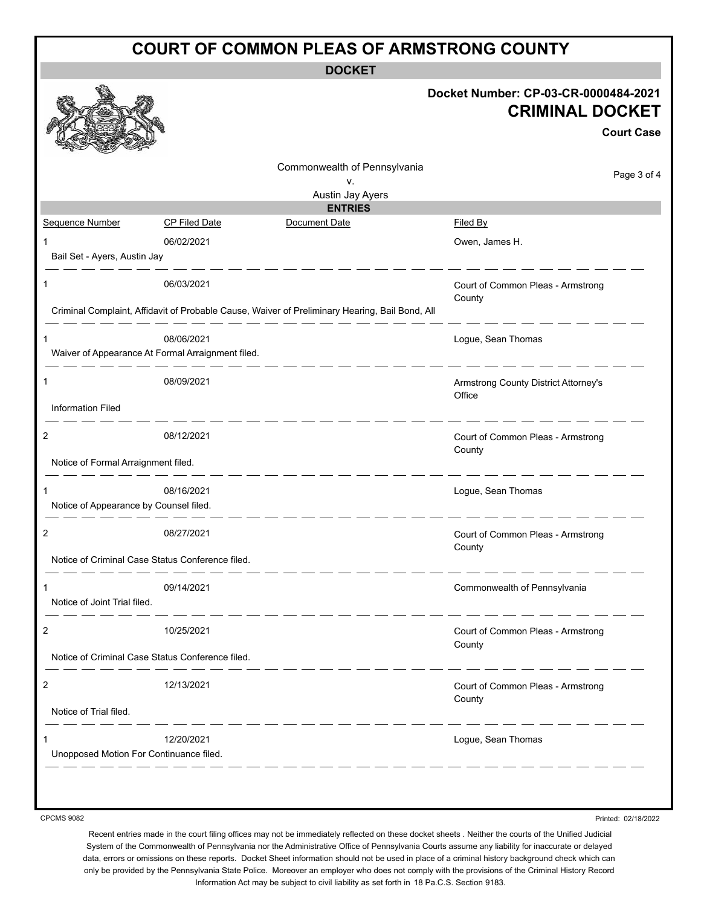# COURT OF COMMON PLEAS OF ARMSTRONG COUNTY

**DOCKET**

**Docket Number: CP-03-CR-0000484-2021**

**CRIMINAL DOCKET**

**Court Case**

Commonwealth of Pennsylvania
v.
Austin Jay Ayers

**ENTRIES**

| Sequence Number | CP Filed Date | Document Date | Filed By |
|---|---|---|---|
| 1 | 06/02/2021 | | Owen, James H. |
| Bail Set - Ayers, Austin Jay | | | |
| 1 | 06/03/2021 | | Court of Common Pleas - Armstrong County |
| Criminal Complaint, Affidavit of Probable Cause, Waiver of Preliminary Hearing, Bail Bond, All | | | |
| 1 | 08/06/2021 | | Logue, Sean Thomas |
| Waiver of Appearance At Formal Arraignment filed. | | | |
| 1 | 08/09/2021 | | Armstrong County District Attorney's Office |
| Information Filed | | | |
| 2 | 08/12/2021 | | Court of Common Pleas - Armstrong County |
| Notice of Formal Arraignment filed. | | | |
| 1 | 08/16/2021 | | Logue, Sean Thomas |
| Notice of Appearance by Counsel filed. | | | |
| 2 | 08/27/2021 | | Court of Common Pleas - Armstrong County |
| Notice of Criminal Case Status Conference filed. | | | |
| 1 | 09/14/2021 | | Commonwealth of Pennsylvania |
| Notice of Joint Trial filed. | | | |
| 2 | 10/25/2021 | | Court of Common Pleas - Armstrong County |
| Notice of Criminal Case Status Conference filed. | | | |
| 2 | 12/13/2021 | | Court of Common Pleas - Armstrong County |
| Notice of Trial filed. | | | |
| 1 | 12/20/2021 | | Logue, Sean Thomas |
| Unopposed Motion For Continuance filed. | | | |

CPCMS 9082

Printed: 02/18/2022

Recent entries made in the court filing offices may not be immediately reflected on these docket sheets . Neither the courts of the Unified Judicial System of the Commonwealth of Pennsylvania nor the Administrative Office of Pennsylvania Courts assume any liability for inaccurate or delayed data, errors or omissions on these reports. Docket Sheet information should not be used in place of a criminal history background check which can only be provided by the Pennsylvania State Police. Moreover an employer who does not comply with the provisions of the Criminal History Record Information Act may be subject to civil liability as set forth in 18 Pa.C.S. Section 9183.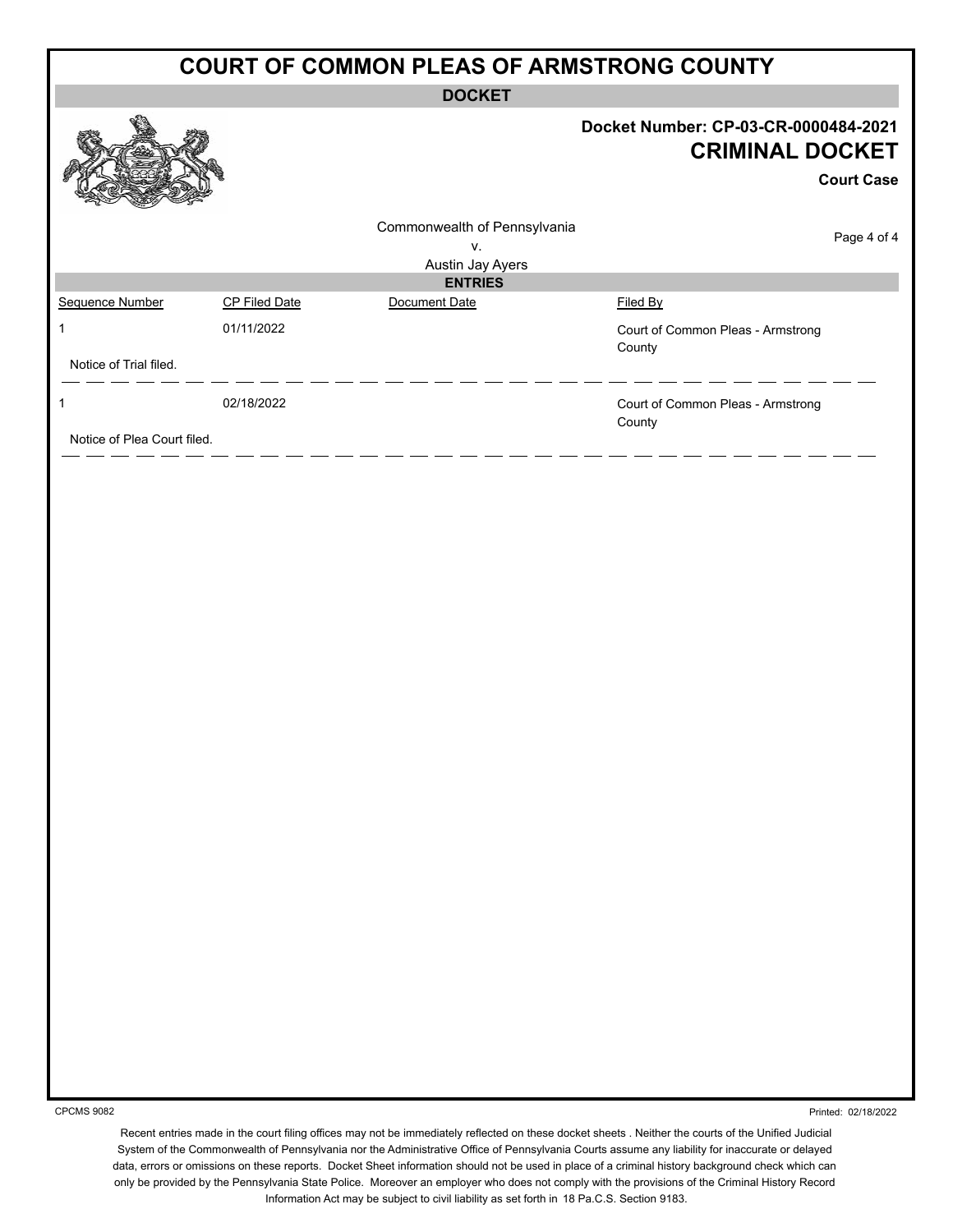# COURT OF COMMON PLEAS OF ARMSTRONG COUNTY

**DOCKET**

**Docket Number: CP-03-CR-0000484-2021**

**CRIMINAL DOCKET**

**Court Case**

Commonwealth of Pennsylvania
v.
Austin Jay Ayers

**ENTRIES**

| Sequence Number | CP Filed Date | Document Date | Filed By |
|---|---|---|---|
| 1 | 01/11/2022 | | Court of Common Pleas - Armstrong County |
| Notice of Trial filed. | | | |
| 1 | 02/18/2022 | | Court of Common Pleas - Armstrong County |
| Notice of Plea Court filed. | | | |

CPCMS 9082

Printed: 02/18/2022

Recent entries made in the court filing offices may not be immediately reflected on these docket sheets . Neither the courts of the Unified Judicial System of the Commonwealth of Pennsylvania nor the Administrative Office of Pennsylvania Courts assume any liability for inaccurate or delayed data, errors or omissions on these reports. Docket Sheet information should not be used in place of a criminal history background check which can only be provided by the Pennsylvania State Police. Moreover an employer who does not comply with the provisions of the Criminal History Record Information Act may be subject to civil liability as set forth in 18 Pa.C.S. Section 9183.